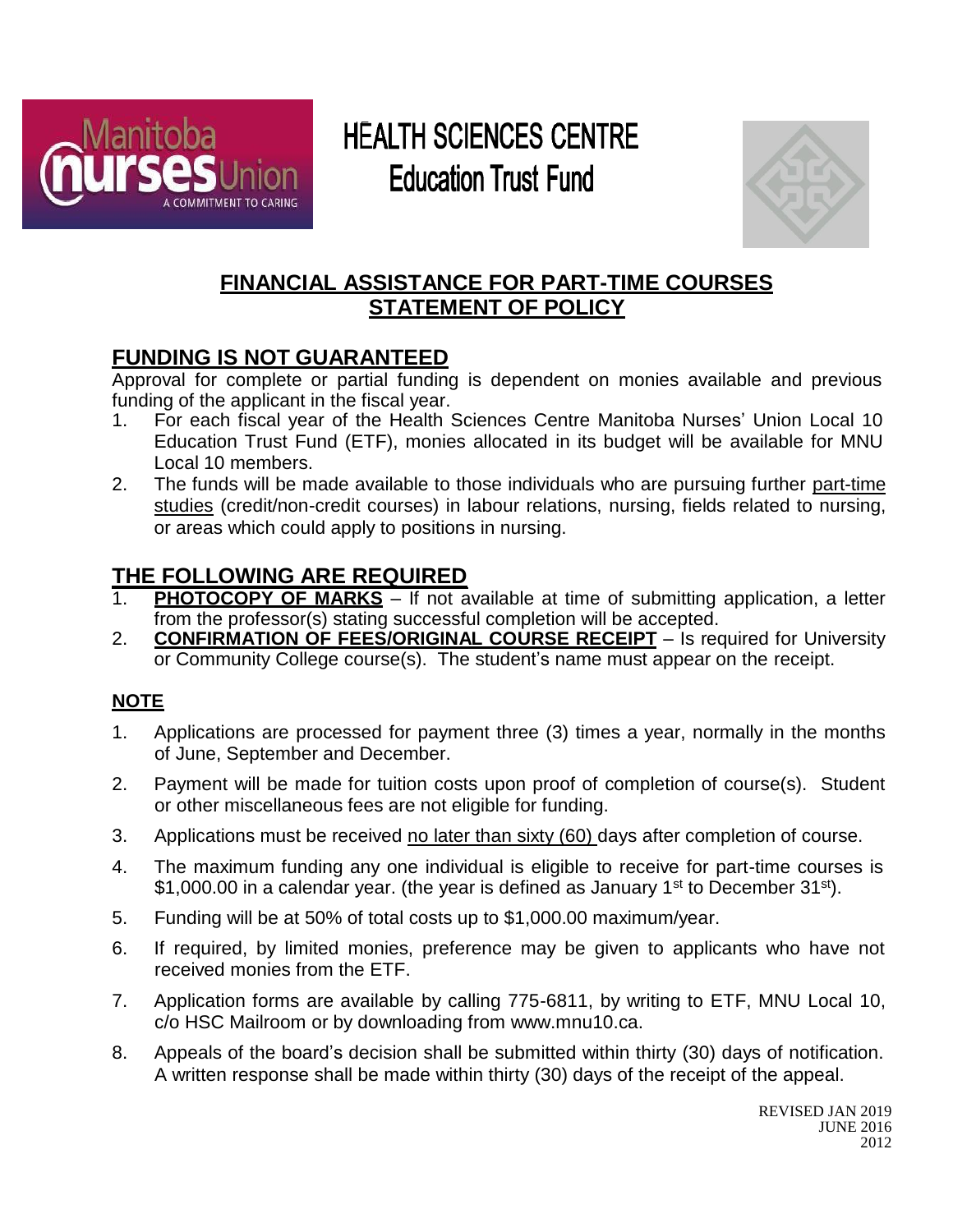# HEALTH SCIENCES CENTRE
# Education Trust Fund

## FINANCIAL ASSISTANCE FOR PART-TIME COURSES
## STATEMENT OF POLICY

### FUNDING IS NOT GUARANTEED

Approval for complete or partial funding is dependent on monies available and previous funding of the applicant in the fiscal year.

1. For each fiscal year of the Health Sciences Centre Manitoba Nurses' Union Local 10 Education Trust Fund (ETF), monies allocated in its budget will be available for MNU Local 10 members.
2. The funds will be made available to those individuals who are pursuing further part-time studies (credit/non-credit courses) in labour relations, nursing, fields related to nursing, or areas which could apply to positions in nursing.

### THE FOLLOWING ARE REQUIRED

1. **PHOTOCOPY OF MARKS** – If not available at time of submitting application, a letter from the professor(s) stating successful completion will be accepted.
2. **CONFIRMATION OF FEES/ORIGINAL COURSE RECEIPT** – Is required for University or Community College course(s). The student's name must appear on the receipt.

### NOTE

1. Applications are processed for payment three (3) times a year, normally in the months of June, September and December.
2. Payment will be made for tuition costs upon proof of completion of course(s). Student or other miscellaneous fees are not eligible for funding.
3. Applications must be received no later than sixty (60) days after completion of course.
4. The maximum funding any one individual is eligible to receive for part-time courses is $1,000.00 in a calendar year. (the year is defined as January 1st to December 31st).
5. Funding will be at 50% of total costs up to $1,000.00 maximum/year.
6. If required, by limited monies, preference may be given to applicants who have not received monies from the ETF.
7. Application forms are available by calling 775-6811, by writing to ETF, MNU Local 10, c/o HSC Mailroom or by downloading from www.mnu10.ca.
8. Appeals of the board's decision shall be submitted within thirty (30) days of notification. A written response shall be made within thirty (30) days of the receipt of the appeal.

REVISED JAN 2019
JUNE 2016
2012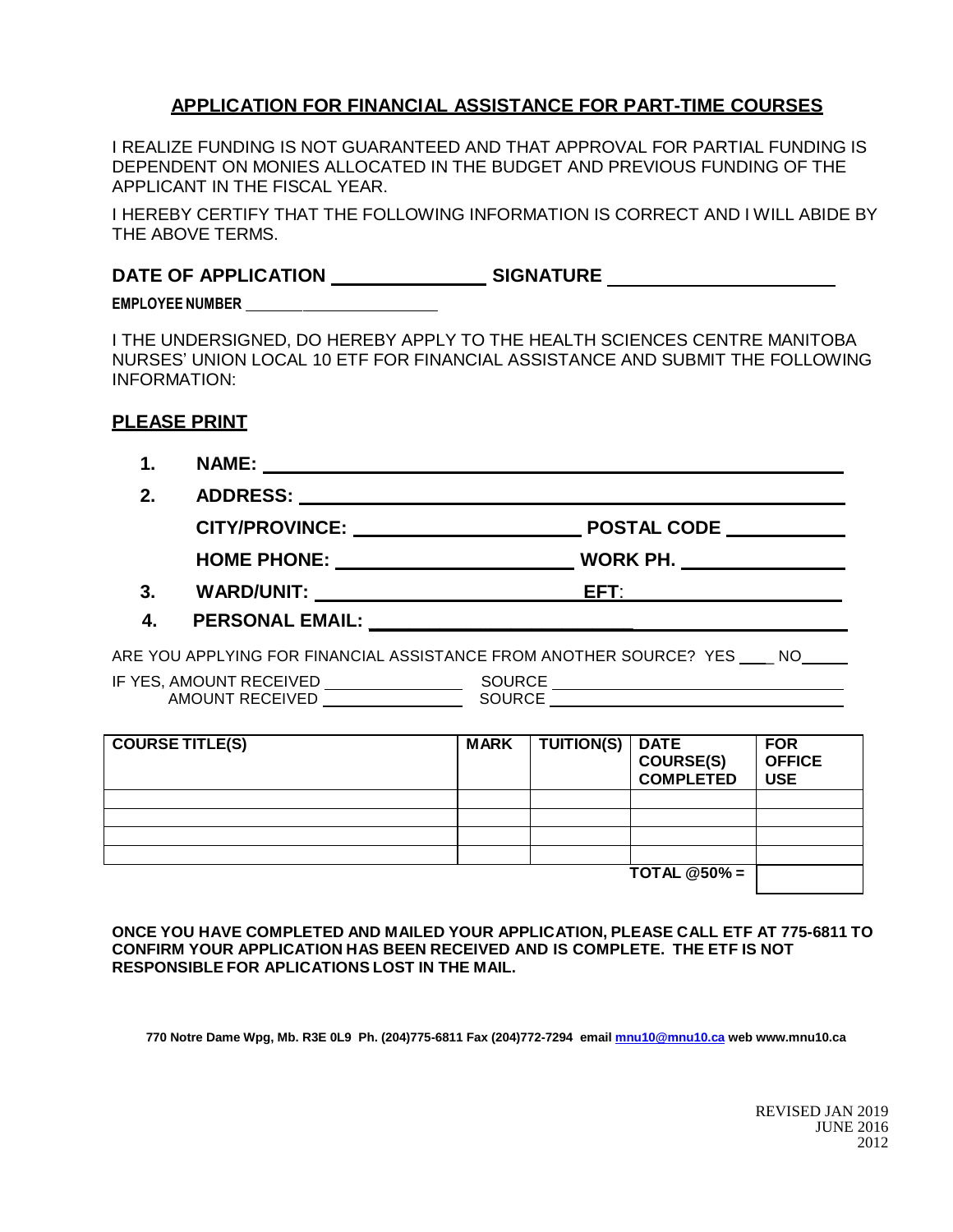## APPLICATION FOR FINANCIAL ASSISTANCE FOR PART-TIME COURSES

I REALIZE FUNDING IS NOT GUARANTEED AND THAT APPROVAL FOR PARTIAL FUNDING IS DEPENDENT ON MONIES ALLOCATED IN THE BUDGET AND PREVIOUS FUNDING OF THE APPLICANT IN THE FISCAL YEAR.

I HEREBY CERTIFY THAT THE FOLLOWING INFORMATION IS CORRECT AND I WILL ABIDE BY THE ABOVE TERMS.

**DATE OF APPLICATION** ______________ **SIGNATURE** ____________________

**EMPLOYEE NUMBER** ____________________

I THE UNDERSIGNED, DO HEREBY APPLY TO THE HEALTH SCIENCES CENTRE MANITOBA NURSES' UNION LOCAL 10 ETF FOR FINANCIAL ASSISTANCE AND SUBMIT THE FOLLOWING INFORMATION:

**PLEASE PRINT**

1. **NAME:** ____________________________________________
2. **ADDRESS:** ____________________________________________

   **CITY/PROVINCE:** ____________________ **POSTAL CODE** __________

   **HOME PHONE:** ____________________ **WORK PH.** ______________
3. **WARD/UNIT:** ______________________ **EFT**: ____________________
4. **PERSONAL EMAIL:** ____________________________________________

ARE YOU APPLYING FOR FINANCIAL ASSISTANCE FROM ANOTHER SOURCE? YES ____ NO_____

IF YES, AMOUNT RECEIVED ______________ SOURCE ____________________________

AMOUNT RECEIVED ______________ SOURCE ____________________________

| COURSE TITLE(S) | MARK | TUITION(S) | DATE COURSE(S) COMPLETED | FOR OFFICE USE |
|---|---|---|---|---|
| | | | | |
| | | | | |
| | | | | |
| | | | | |
| | | | TOTAL @50% = | |

**ONCE YOU HAVE COMPLETED AND MAILED YOUR APPLICATION, PLEASE CALL ETF AT 775-6811 TO CONFIRM YOUR APPLICATION HAS BEEN RECEIVED AND IS COMPLETE. THE ETF IS NOT RESPONSIBLE FOR APLICATIONS LOST IN THE MAIL.**

**770 Notre Dame Wpg, Mb. R3E 0L9 Ph. (204)775-6811 Fax (204)772-7294 email mnu10@mnu10.ca web www.mnu10.ca**

REVISED JAN 2019
JUNE 2016
2012